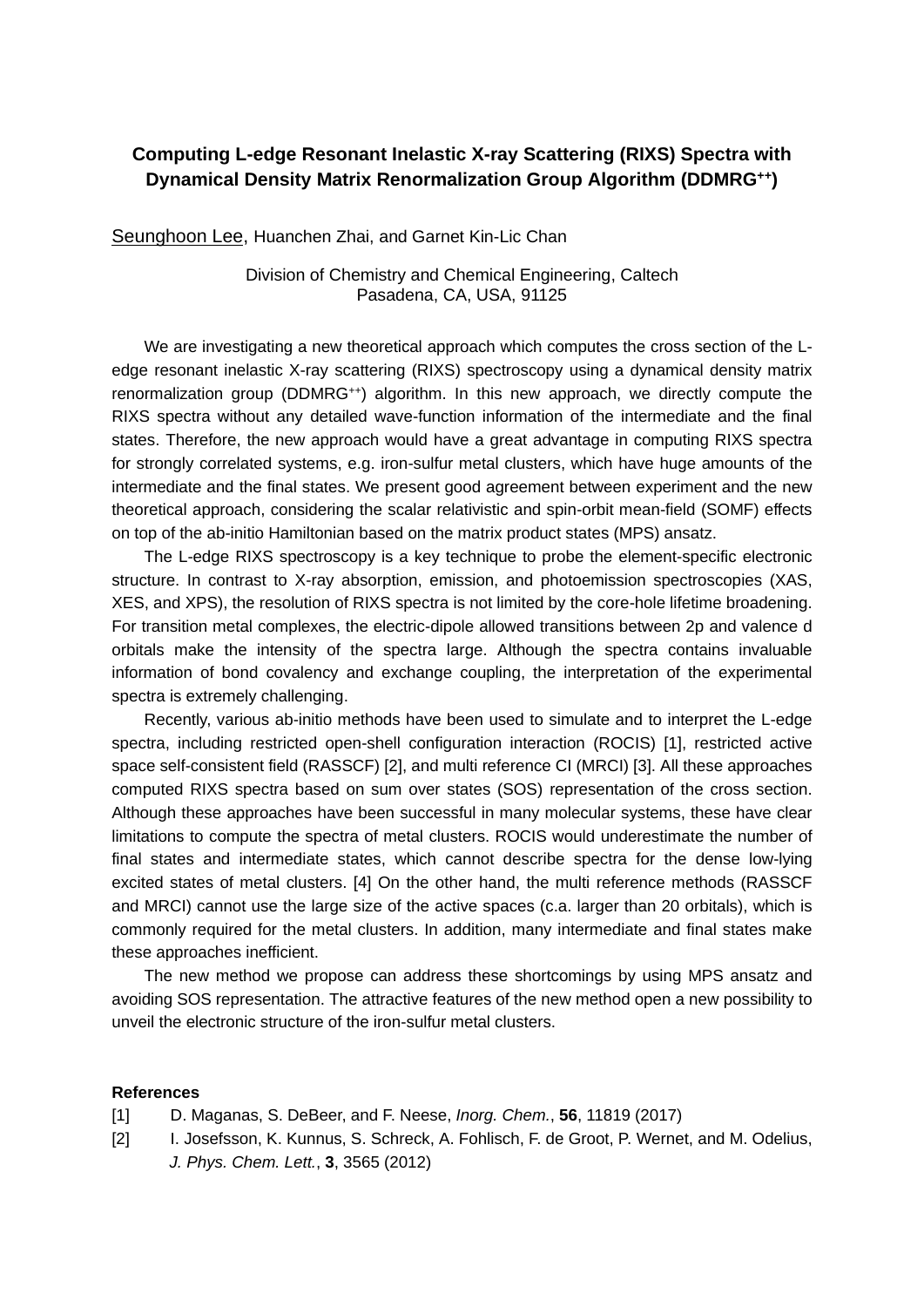# Computing L-edge Resonant Inelastic X-ray Scattering (RIXS) Spectra with Dynamical Density Matrix Renormalization Group Algorithm (DDMRG$^{++}$)

Seunghoon Lee, Huanchen Zhai, and Garnet Kin-Lic Chan

Division of Chemistry and Chemical Engineering, Caltech
Pasadena, CA, USA, 91125

We are investigating a new theoretical approach which computes the cross section of the L-edge resonant inelastic X-ray scattering (RIXS) spectroscopy using a dynamical density matrix renormalization group (DDMRG$^{++}$) algorithm. In this new approach, we directly compute the RIXS spectra without any detailed wave-function information of the intermediate and the final states. Therefore, the new approach would have a great advantage in computing RIXS spectra for strongly correlated systems, e.g. iron-sulfur metal clusters, which have huge amounts of the intermediate and the final states. We present good agreement between experiment and the new theoretical approach, considering the scalar relativistic and spin-orbit mean-field (SOMF) effects on top of the ab-initio Hamiltonian based on the matrix product states (MPS) ansatz.

The L-edge RIXS spectroscopy is a key technique to probe the element-specific electronic structure. In contrast to X-ray absorption, emission, and photoemission spectroscopies (XAS, XES, and XPS), the resolution of RIXS spectra is not limited by the core-hole lifetime broadening. For transition metal complexes, the electric-dipole allowed transitions between 2p and valence d orbitals make the intensity of the spectra large. Although the spectra contains invaluable information of bond covalency and exchange coupling, the interpretation of the experimental spectra is extremely challenging.

Recently, various ab-initio methods have been used to simulate and to interpret the L-edge spectra, including restricted open-shell configuration interaction (ROCIS) [1], restricted active space self-consistent field (RASSCF) [2], and multi reference CI (MRCI) [3]. All these approaches computed RIXS spectra based on sum over states (SOS) representation of the cross section. Although these approaches have been successful in many molecular systems, these have clear limitations to compute the spectra of metal clusters. ROCIS would underestimate the number of final states and intermediate states, which cannot describe spectra for the dense low-lying excited states of metal clusters. [4] On the other hand, the multi reference methods (RASSCF and MRCI) cannot use the large size of the active spaces (c.a. larger than 20 orbitals), which is commonly required for the metal clusters. In addition, many intermediate and final states make these approaches inefficient.

The new method we propose can address these shortcomings by using MPS ansatz and avoiding SOS representation. The attractive features of the new method open a new possibility to unveil the electronic structure of the iron-sulfur metal clusters.

**References**

[1] D. Maganas, S. DeBeer, and F. Neese, *Inorg. Chem.*, **56**, 11819 (2017)

[2] I. Josefsson, K. Kunnus, S. Schreck, A. Fohlisch, F. de Groot, P. Wernet, and M. Odelius, *J. Phys. Chem. Lett.*, **3**, 3565 (2012)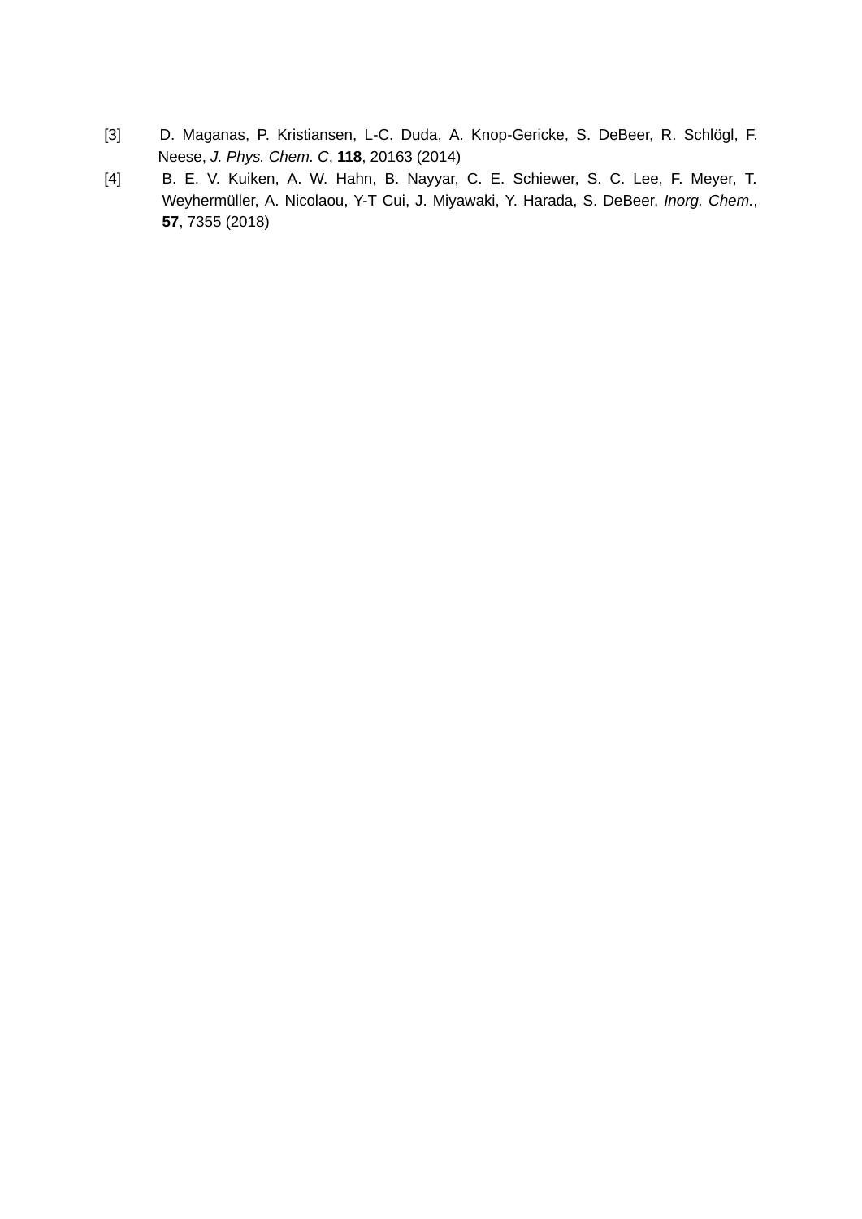[3] D. Maganas, P. Kristiansen, L-C. Duda, A. Knop-Gericke, S. DeBeer, R. Schlögl, F. Neese, *J. Phys. Chem. C*, **118**, 20163 (2014)

[4] B. E. V. Kuiken, A. W. Hahn, B. Nayyar, C. E. Schiewer, S. C. Lee, F. Meyer, T. Weyhermüller, A. Nicolaou, Y-T Cui, J. Miyawaki, Y. Harada, S. DeBeer, *Inorg. Chem.*, **57**, 7355 (2018)